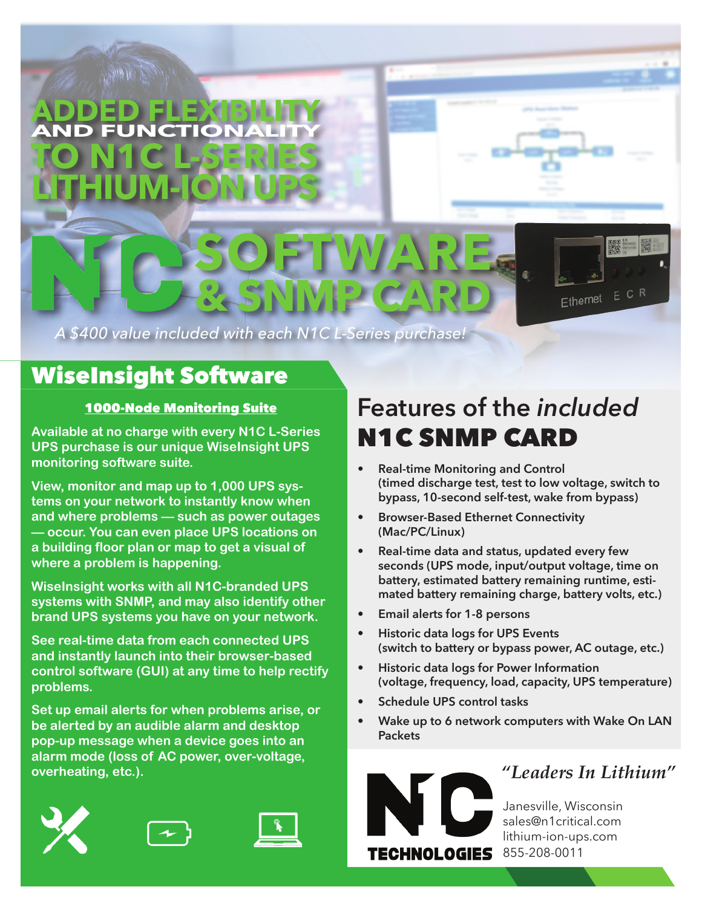# ADDED FLEXIBILITY AND FUNCTIONALITY TO N1C L-SERIES LITHIUM-ION UPS

# N1C SOFTWARE & SNMP CARD

*A $400 value included with each N1C L-Series purchase!*

## WiseInsight Software

**1000-Node Monitoring Suite**

Available at no charge with every N1C L-Series UPS purchase is our unique WiseInsight UPS monitoring software suite.

View, monitor and map up to 1,000 UPS systems on your network to instantly know when and where problems — such as power outages — occur. You can even place UPS locations on a building floor plan or map to get a visual of where a problem is happening.

WiseInsight works with all N1C-branded UPS systems with SNMP, and may also identify other brand UPS systems you have on your network.

See real-time data from each connected UPS and instantly launch into their browser-based control software (GUI) at any time to help rectify problems.

Set up email alerts for when problems arise, or be alerted by an audible alarm and desktop pop-up message when a device goes into an alarm mode (loss of AC power, over-voltage, overheating, etc.).

## Features of the *included* N1C SNMP CARD

- Real-time Monitoring and Control (timed discharge test, test to low voltage, switch to bypass, 10-second self-test, wake from bypass)
- Browser-Based Ethernet Connectivity (Mac/PC/Linux)
- Real-time data and status, updated every few seconds (UPS mode, input/output voltage, time on battery, estimated battery remaining runtime, estimated battery remaining charge, battery volts, etc.)
- Email alerts for 1-8 persons
- Historic data logs for UPS Events (switch to battery or bypass power, AC outage, etc.)
- Historic data logs for Power Information (voltage, frequency, load, capacity, UPS temperature)
- Schedule UPS control tasks
- Wake up to 6 network computers with Wake On LAN Packets

*"Leaders In Lithium"*

N1C TECHNOLOGIES

Janesville, Wisconsin
sales@n1critical.com
lithium-ion-ups.com
855-208-0011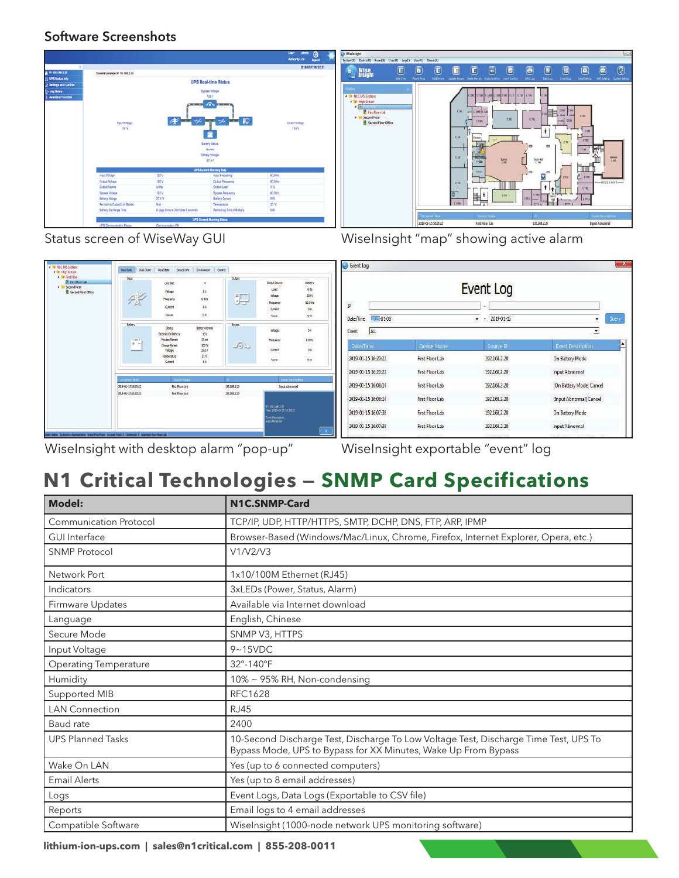## Software Screenshots

Status screen of WiseWay GUI

WiseInsight "map" showing active alarm

WiseInsight with desktop alarm "pop-up"

WiseInsight exportable "event" log

# N1 Critical Technologies – SNMP Card Specifications

| Model: | N1C.SNMP-Card |
|---|---|
| Communication Protocol | TCP/IP, UDP, HTTP/HTTPS, SMTP, DCHP, DNS, FTP, ARP, IPMP |
| GUI Interface | Browser-Based (Windows/Mac/Linux, Chrome, Firefox, Internet Explorer, Opera, etc.) |
| SNMP Protocol | V1/V2/V3 |
| Network Port | 1x10/100M Ethernet (RJ45) |
| Indicators | 3xLEDs (Power, Status, Alarm) |
| Firmware Updates | Available via Internet download |
| Language | English, Chinese |
| Secure Mode | SNMP V3, HTTPS |
| Input Voltage | 9~15VDC |
| Operating Temperature | 32°-140°F |
| Humidity | 10% ~ 95% RH, Non-condensing |
| Supported MIB | RFC1628 |
| LAN Connection | RJ45 |
| Baud rate | 2400 |
| UPS Planned Tasks | 10-Second Discharge Test, Discharge To Low Voltage Test, Discharge Time Test, UPS To Bypass Mode, UPS to Bypass for XX Minutes, Wake Up From Bypass |
| Wake On LAN | Yes (up to 6 connected computers) |
| Email Alerts | Yes (up to 8 email addresses) |
| Logs | Event Logs, Data Logs (Exportable to CSV file) |
| Reports | Email logs to 4 email addresses |
| Compatible Software | WiseInsight (1000-node network UPS monitoring software) |

**lithium-ion-ups.com | sales@n1critical.com | 855-208-0011**